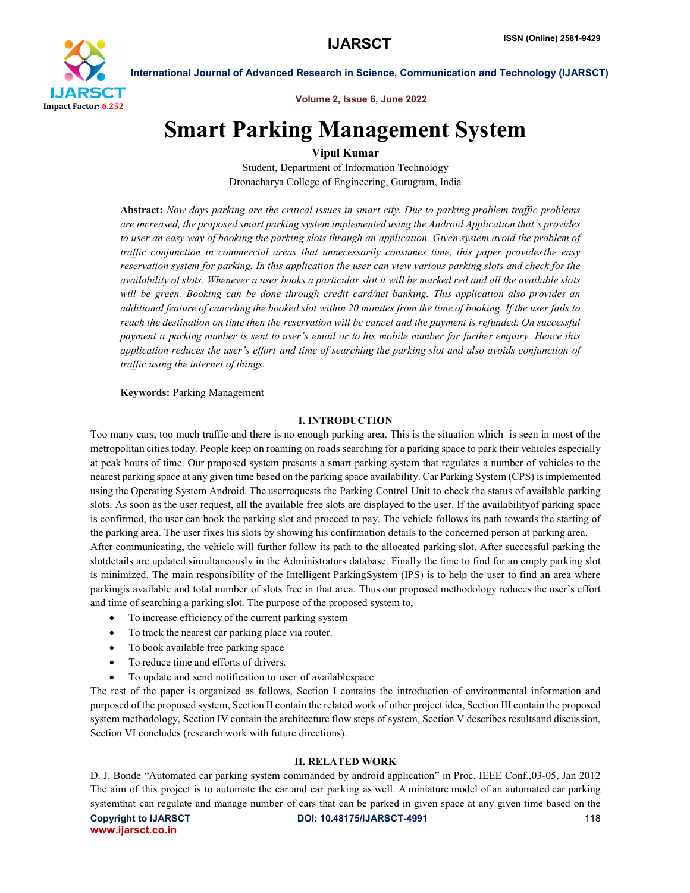# Smart Parking Management System

**Vipul Kumar**

Student, Department of Information Technology
Dronacharya College of Engineering, Gurugram, India

**Abstract:** *Now days parking are the critical issues in smart city. Due to parking problem traffic problems are increased, the proposed smart parking system implemented using the Android Application that's provides to user an easy way of booking the parking slots through an application. Given system avoid the problem of traffic conjunction in commercial areas that unnecessarily consumes time, this paper provides the easy reservation system for parking. In this application the user can view various parking slots and check for the availability of slots. Whenever a user books a particular slot it will be marked red and all the available slots will be green. Booking can be done through credit card/net banking. This application also provides an additional feature of canceling the booked slot within 20 minutes from the time of booking. If the user fails to reach the destination on time then the reservation will be cancel and the payment is refunded. On successful payment a parking number is sent to user's email or to his mobile number for further enquiry. Hence this application reduces the user's effort and time of searching the parking slot and also avoids conjunction of traffic using the internet of things.*

**Keywords:** Parking Management

## I. INTRODUCTION

Too many cars, too much traffic and there is no enough parking area. This is the situation which is seen in most of the metropolitan cities today. People keep on roaming on roads searching for a parking space to park their vehicles especially at peak hours of time. Our proposed system presents a smart parking system that regulates a number of vehicles to the nearest parking space at any given time based on the parking space availability. Car Parking System (CPS) is implemented using the Operating System Android. The userrequests the Parking Control Unit to check the status of available parking slots. As soon as the user request, all the available free slots are displayed to the user. If the availabilityof parking space is confirmed, the user can book the parking slot and proceed to pay. The vehicle follows its path towards the starting of the parking area. The user fixes his slots by showing his confirmation details to the concerned person at parking area.

After communicating, the vehicle will further follow its path to the allocated parking slot. After successful parking the slotdetails are updated simultaneously in the Administrators database. Finally the time to find for an empty parking slot is minimized. The main responsibility of the Intelligent ParkingSystem (IPS) is to help the user to find an area where parkingis available and total number of slots free in that area. Thus our proposed methodology reduces the user's effort and time of searching a parking slot. The purpose of the proposed system to,

- To increase efficiency of the current parking system
- To track the nearest car parking place via router.
- To book available free parking space
- To reduce time and efforts of drivers.
- To update and send notification to user of availablespace

The rest of the paper is organized as follows, Section I contains the introduction of environmental information and purposed of the proposed system, Section II contain the related work of other project idea, Section III contain the proposed system methodology, Section IV contain the architecture flow steps of system, Section V describes resultsand discussion, Section VI concludes (research work with future directions).

## II. RELATED WORK

D. J. Bonde "Automated car parking system commanded by android application" in Proc. IEEE Conf.,03-05, Jan 2012 The aim of this project is to automate the car and car parking as well. A miniature model of an automated car parking systemthat can regulate and manage number of cars that can be parked in given space at any given time based on the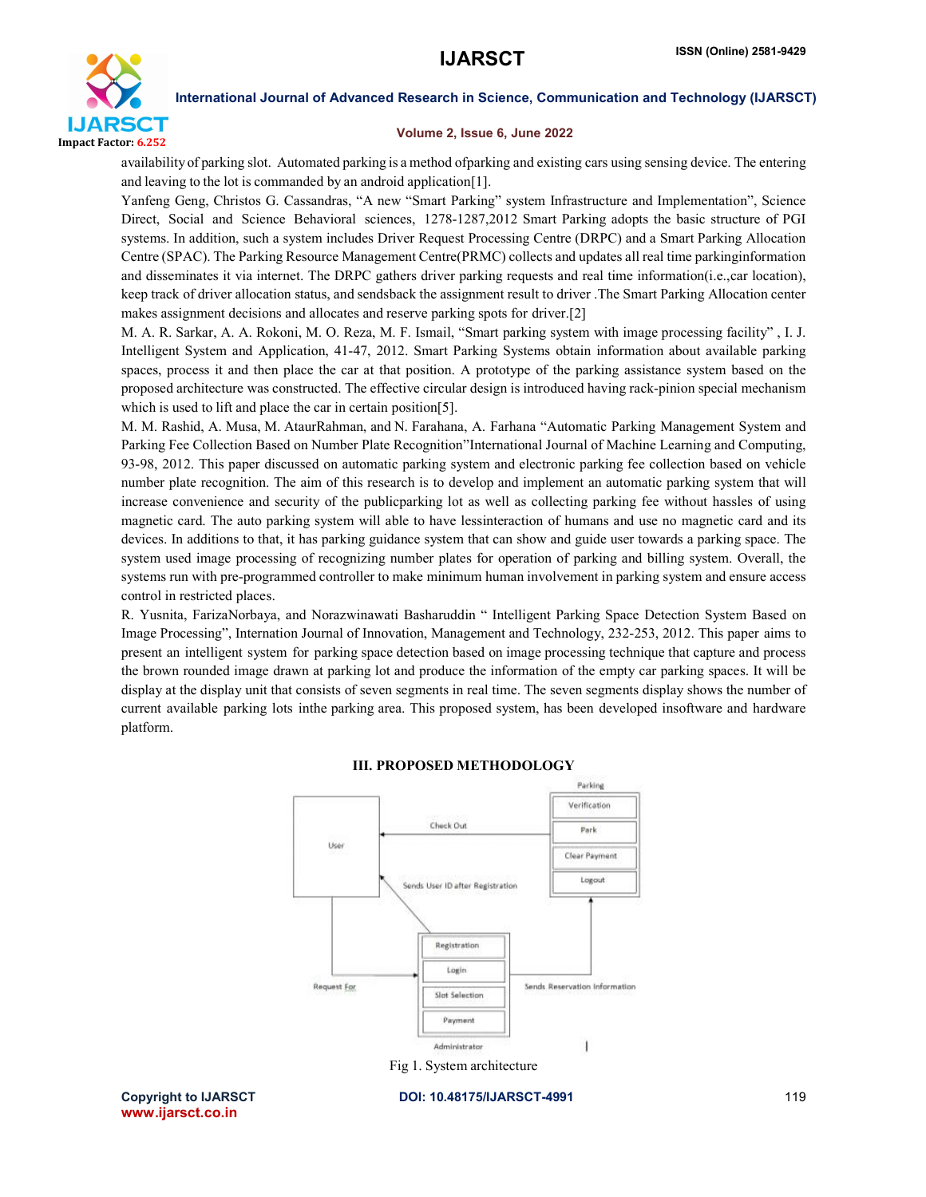availability of parking slot. Automated parking is a method ofparking and existing cars using sensing device. The entering and leaving to the lot is commanded by an android application[1].

Yanfeng Geng, Christos G. Cassandras, "A new "Smart Parking" system Infrastructure and Implementation", Science Direct, Social and Science Behavioral sciences, 1278-1287,2012 Smart Parking adopts the basic structure of PGI systems. In addition, such a system includes Driver Request Processing Centre (DRPC) and a Smart Parking Allocation Centre (SPAC). The Parking Resource Management Centre(PRMC) collects and updates all real time parkinginformation and disseminates it via internet. The DRPC gathers driver parking requests and real time information(i.e.,car location), keep track of driver allocation status, and sendsback the assignment result to driver .The Smart Parking Allocation center makes assignment decisions and allocates and reserve parking spots for driver.[2]

M. A. R. Sarkar, A. A. Rokoni, M. O. Reza, M. F. Ismail, "Smart parking system with image processing facility" , I. J. Intelligent System and Application, 41-47, 2012. Smart Parking Systems obtain information about available parking spaces, process it and then place the car at that position. A prototype of the parking assistance system based on the proposed architecture was constructed. The effective circular design is introduced having rack-pinion special mechanism which is used to lift and place the car in certain position[5].

M. M. Rashid, A. Musa, M. AtaurRahman, and N. Farahana, A. Farhana "Automatic Parking Management System and Parking Fee Collection Based on Number Plate Recognition"International Journal of Machine Learning and Computing, 93-98, 2012. This paper discussed on automatic parking system and electronic parking fee collection based on vehicle number plate recognition. The aim of this research is to develop and implement an automatic parking system that will increase convenience and security of the publicparking lot as well as collecting parking fee without hassles of using magnetic card. The auto parking system will able to have lessinteraction of humans and use no magnetic card and its devices. In additions to that, it has parking guidance system that can show and guide user towards a parking space. The system used image processing of recognizing number plates for operation of parking and billing system. Overall, the systems run with pre-programmed controller to make minimum human involvement in parking system and ensure access control in restricted places.

R. Yusnita, FarizaNorbaya, and Norazwinawati Basharuddin " Intelligent Parking Space Detection System Based on Image Processing", International Journal of Innovation, Management and Technology, 232-253, 2012. This paper aims to present an intelligent system for parking space detection based on image processing technique that capture and process the brown rounded image drawn at parking lot and produce the information of the empty car parking spaces. It will be display at the display unit that consists of seven segments in real time. The seven segments display shows the number of current available parking lots inthe parking area. This proposed system, has been developed insoftware and hardware platform.

## III. PROPOSED METHODOLOGY

Fig 1. System architecture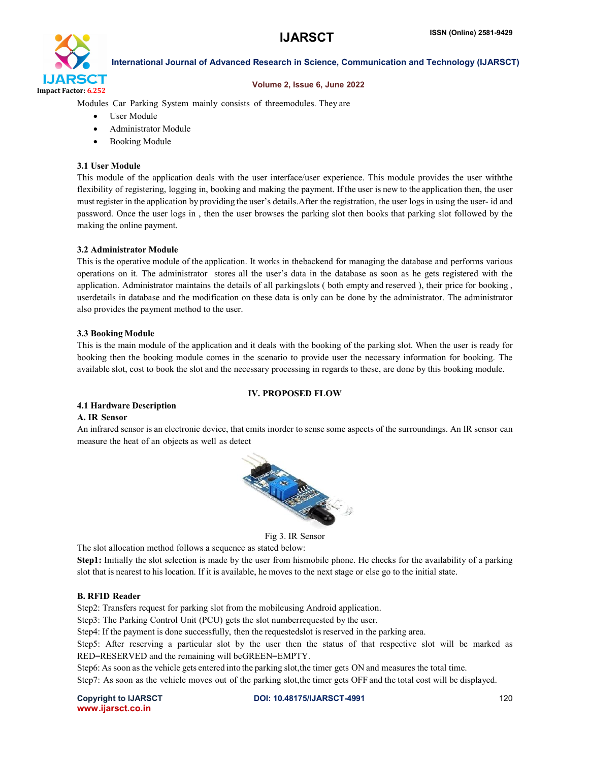Modules Car Parking System mainly consists of threemodules. They are

- User Module
- Administrator Module
- Booking Module

### 3.1 User Module

This module of the application deals with the user interface/user experience. This module provides the user withthe flexibility of registering, logging in, booking and making the payment. If the user is new to the application then, the user must register in the application by providing the user's details.After the registration, the user logs in using the user- id and password. Once the user logs in , then the user browses the parking slot then books that parking slot followed by the making the online payment.

### 3.2 Administrator Module

This is the operative module of the application. It works in thebackend for managing the database and performs various operations on it. The administrator stores all the user's data in the database as soon as he gets registered with the application. Administrator maintains the details of all parkingslots ( both empty and reserved ), their price for booking , userdetails in database and the modification on these data is only can be done by the administrator. The administrator also provides the payment method to the user.

### 3.3 Booking Module

This is the main module of the application and it deals with the booking of the parking slot. When the user is ready for booking then the booking module comes in the scenario to provide user the necessary information for booking. The available slot, cost to book the slot and the necessary processing in regards to these, are done by this booking module.

## IV. PROPOSED FLOW

### 4.1 Hardware Description

#### A. IR Sensor

An infrared sensor is an electronic device, that emits inorder to sense some aspects of the surroundings. An IR sensor can measure the heat of an objects as well as detect

Fig 3. IR Sensor

The slot allocation method follows a sequence as stated below:

**Step1:** Initially the slot selection is made by the user from hismobile phone. He checks for the availability of a parking slot that is nearest to his location. If it is available, he moves to the next stage or else go to the initial state.

#### B. RFID Reader

Step2: Transfers request for parking slot from the mobileusing Android application.

Step3: The Parking Control Unit (PCU) gets the slot numberrequested by the user.

Step4: If the payment is done successfully, then the requestedslot is reserved in the parking area.

Step5: After reserving a particular slot by the user then the status of that respective slot will be marked as RED=RESERVED and the remaining will beGREEN=EMPTY.

Step6: As soon as the vehicle gets entered into the parking slot,the timer gets ON and measures the total time.

Step7: As soon as the vehicle moves out of the parking slot,the timer gets OFF and the total cost will be displayed.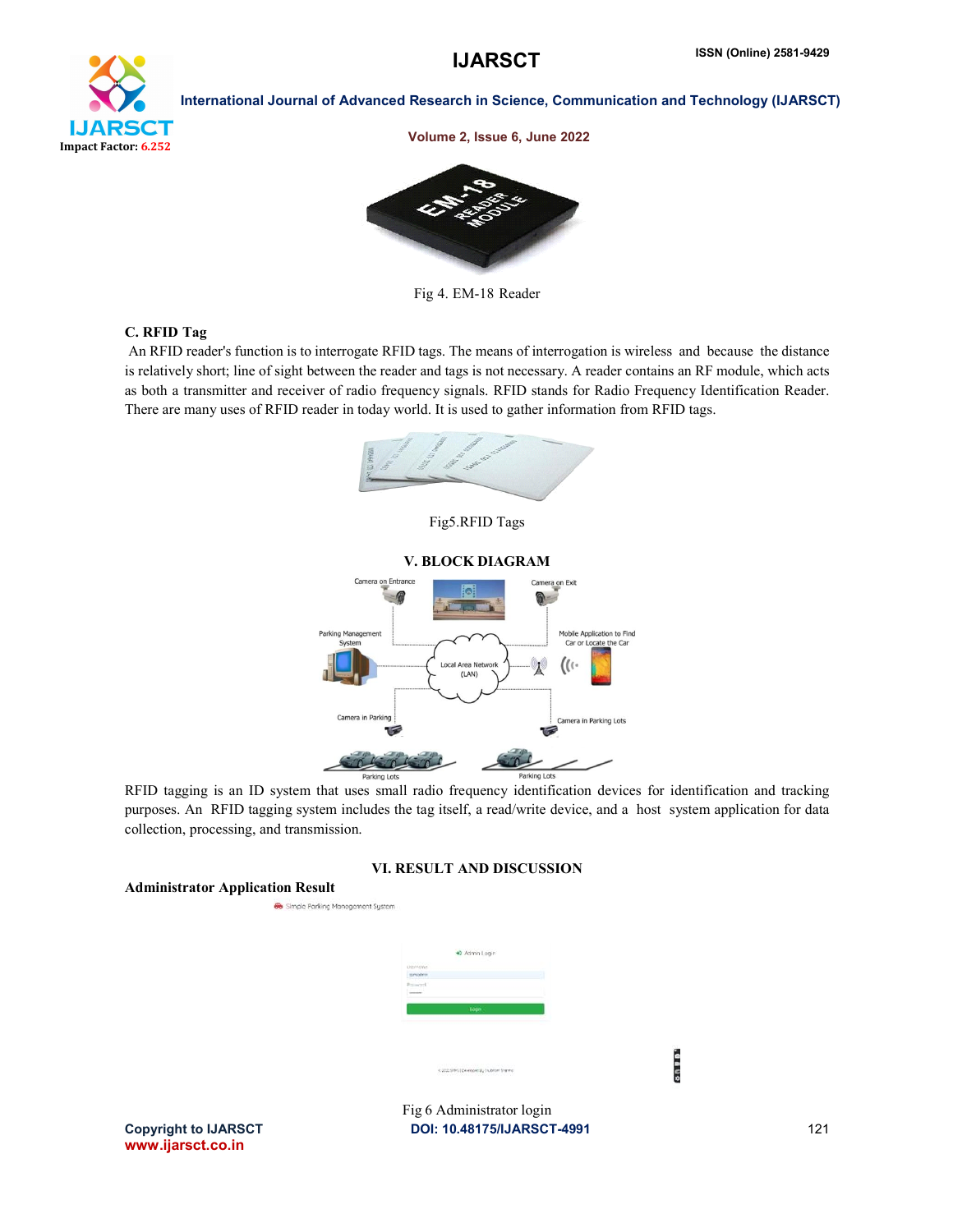Fig 4. EM-18 Reader

### C. RFID Tag

An RFID reader's function is to interrogate RFID tags. The means of interrogation is wireless and because the distance is relatively short; line of sight between the reader and tags is not necessary. A reader contains an RF module, which acts as both a transmitter and receiver of radio frequency signals. RFID stands for Radio Frequency Identification Reader. There are many uses of RFID reader in today world. It is used to gather information from RFID tags.

Fig5.RFID Tags

## V. BLOCK DIAGRAM

RFID tagging is an ID system that uses small radio frequency identification devices for identification and tracking purposes. An RFID tagging system includes the tag itself, a read/write device, and a host system application for data collection, processing, and transmission.

## VI. RESULT AND DISCUSSION

### Administrator Application Result

Fig 6 Administrator login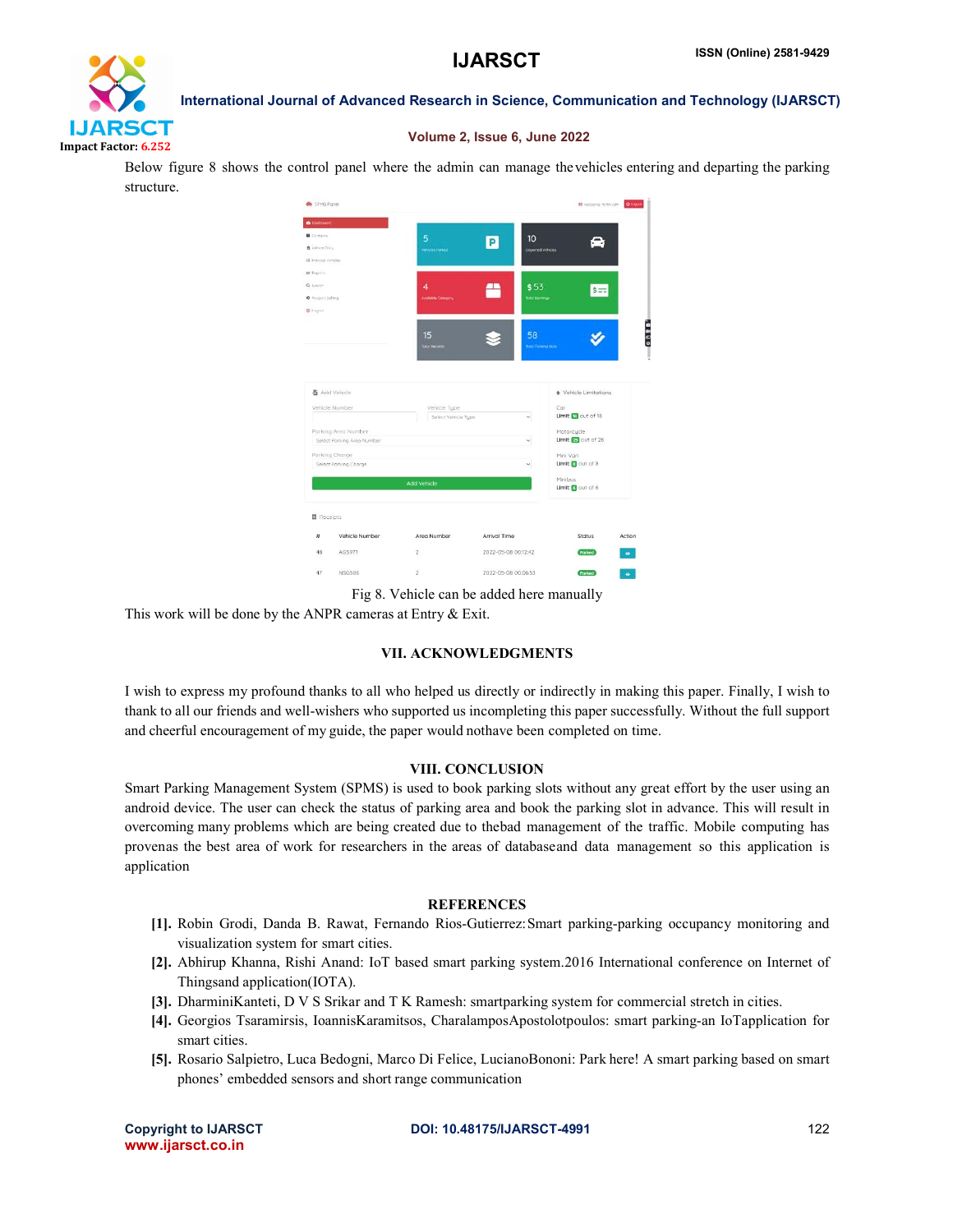Below figure 8 shows the control panel where the admin can manage the vehicles entering and departing the parking structure.

Fig 8. Vehicle can be added here manually

This work will be done by the ANPR cameras at Entry & Exit.

## VII. ACKNOWLEDGMENTS

I wish to express my profound thanks to all who helped us directly or indirectly in making this paper. Finally, I wish to thank to all our friends and well-wishers who supported us incompleting this paper successfully. Without the full support and cheerful encouragement of my guide, the paper would nothave been completed on time.

## VIII. CONCLUSION

Smart Parking Management System (SPMS) is used to book parking slots without any great effort by the user using an android device. The user can check the status of parking area and book the parking slot in advance. This will result in overcoming many problems which are being created due to thebad management of the traffic. Mobile computing has provenas the best area of work for researchers in the areas of databaseand data management so this application is application

## REFERENCES

[1]. Robin Grodi, Danda B. Rawat, Fernando Rios-Gutierrez:Smart parking-parking occupancy monitoring and visualization system for smart cities.

[2]. Abhirup Khanna, Rishi Anand: IoT based smart parking system.2016 International conference on Internet of Thingsand application(IOTA).

[3]. DharminiKanteti, D V S Srikar and T K Ramesh: smartparking system for commercial stretch in cities.

[4]. Georgios Tsaramirsis, IoannisKaramitsos, CharalamposApostolotpoulos: smart parking-an IoTapplication for smart cities.

[5]. Rosario Salpietro, Luca Bedogni, Marco Di Felice, LucianoBononi: Park here! A smart parking based on smart phones' embedded sensors and short range communication